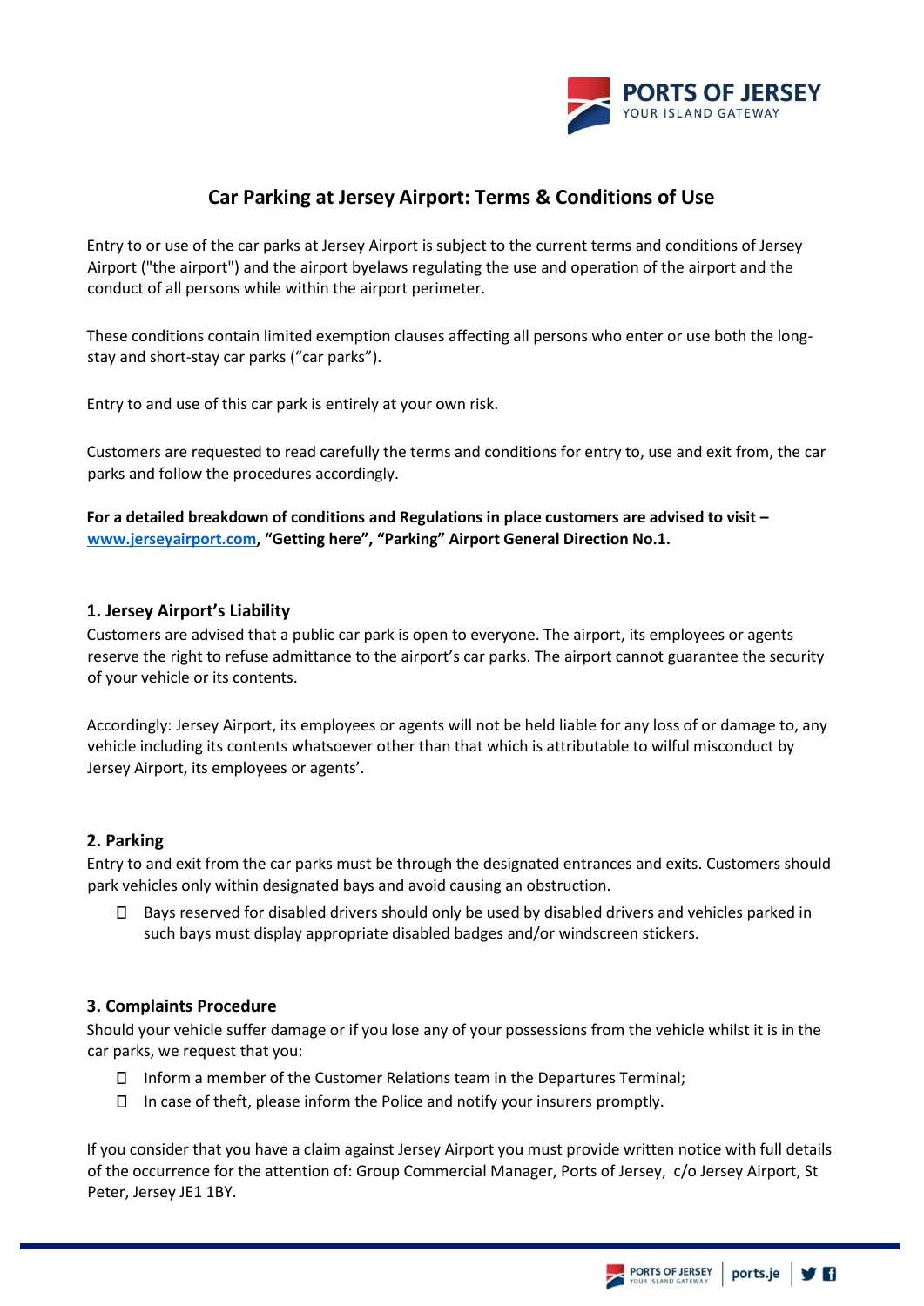# Car Parking at Jersey Airport: Terms & Conditions of Use

Entry to or use of the car parks at Jersey Airport is subject to the current terms and conditions of Jersey Airport ("the airport") and the airport byelaws regulating the use and operation of the airport and the conduct of all persons while within the airport perimeter.

These conditions contain limited exemption clauses affecting all persons who enter or use both the long-stay and short-stay car parks ("car parks").

Entry to and use of this car park is entirely at your own risk.

Customers are requested to read carefully the terms and conditions for entry to, use and exit from, the car parks and follow the procedures accordingly.

**For a detailed breakdown of conditions and Regulations in place customers are advised to visit – [www.jerseyairport.com](http://www.jerseyairport.com), "Getting here", "Parking" Airport General Direction No.1.**

## 1. Jersey Airport's Liability

Customers are advised that a public car park is open to everyone. The airport, its employees or agents reserve the right to refuse admittance to the airport's car parks. The airport cannot guarantee the security of your vehicle or its contents.

Accordingly: Jersey Airport, its employees or agents will not be held liable for any loss of or damage to, any vehicle including its contents whatsoever other than that which is attributable to wilful misconduct by Jersey Airport, its employees or agents'.

## 2. Parking

Entry to and exit from the car parks must be through the designated entrances and exits. Customers should park vehicles only within designated bays and avoid causing an obstruction.

- Bays reserved for disabled drivers should only be used by disabled drivers and vehicles parked in such bays must display appropriate disabled badges and/or windscreen stickers.

## 3. Complaints Procedure

Should your vehicle suffer damage or if you lose any of your possessions from the vehicle whilst it is in the car parks, we request that you:

- Inform a member of the Customer Relations team in the Departures Terminal;
- In case of theft, please inform the Police and notify your insurers promptly.

If you consider that you have a claim against Jersey Airport you must provide written notice with full details of the occurrence for the attention of: Group Commercial Manager, Ports of Jersey, c/o Jersey Airport, St Peter, Jersey JE1 1BY.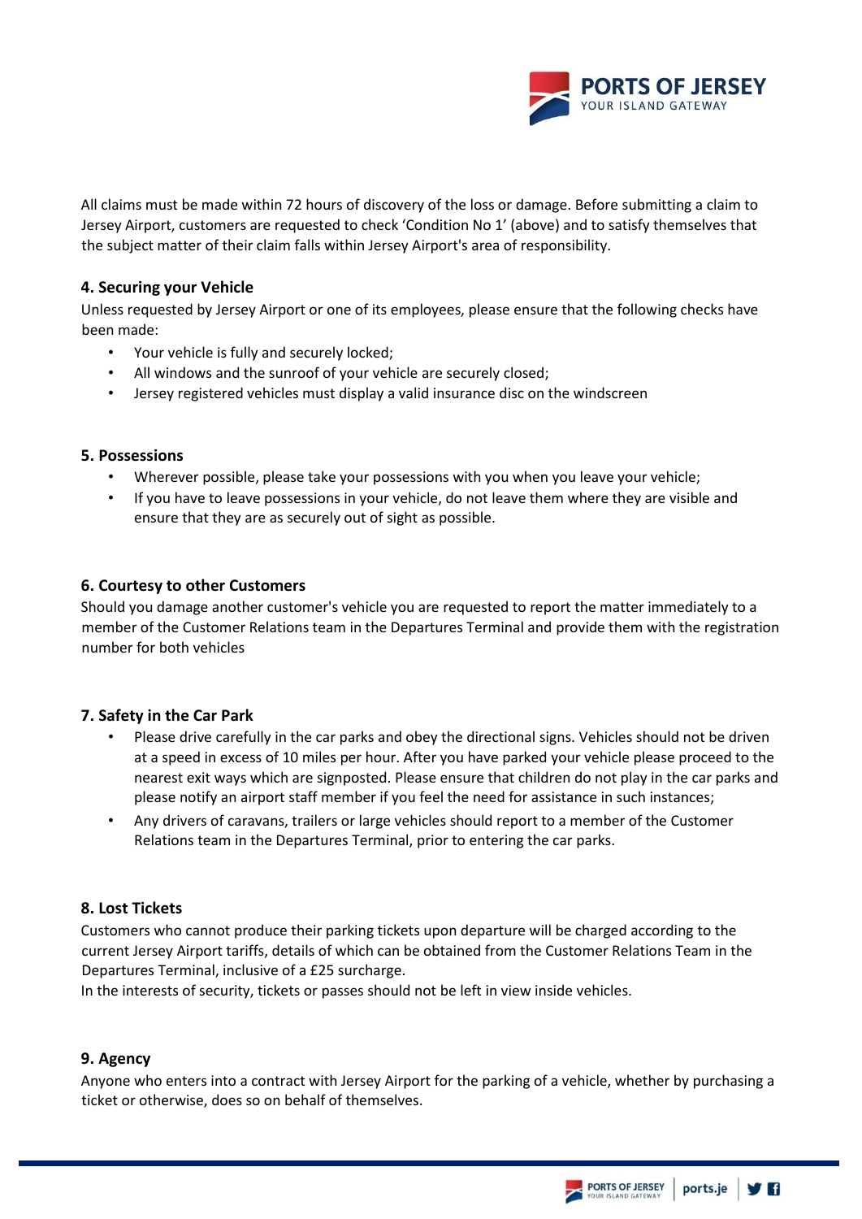All claims must be made within 72 hours of discovery of the loss or damage. Before submitting a claim to Jersey Airport, customers are requested to check 'Condition No 1' (above) and to satisfy themselves that the subject matter of their claim falls within Jersey Airport's area of responsibility.

### 4. Securing your Vehicle

Unless requested by Jersey Airport or one of its employees, please ensure that the following checks have been made:

- Your vehicle is fully and securely locked;
- All windows and the sunroof of your vehicle are securely closed;
- Jersey registered vehicles must display a valid insurance disc on the windscreen

### 5. Possessions

- Wherever possible, please take your possessions with you when you leave your vehicle;
- If you have to leave possessions in your vehicle, do not leave them where they are visible and ensure that they are as securely out of sight as possible.

### 6. Courtesy to other Customers

Should you damage another customer's vehicle you are requested to report the matter immediately to a member of the Customer Relations team in the Departures Terminal and provide them with the registration number for both vehicles

### 7. Safety in the Car Park

- Please drive carefully in the car parks and obey the directional signs. Vehicles should not be driven at a speed in excess of 10 miles per hour. After you have parked your vehicle please proceed to the nearest exit ways which are signposted. Please ensure that children do not play in the car parks and please notify an airport staff member if you feel the need for assistance in such instances;
- Any drivers of caravans, trailers or large vehicles should report to a member of the Customer Relations team in the Departures Terminal, prior to entering the car parks.

### 8. Lost Tickets

Customers who cannot produce their parking tickets upon departure will be charged according to the current Jersey Airport tariffs, details of which can be obtained from the Customer Relations Team in the Departures Terminal, inclusive of a £25 surcharge.

In the interests of security, tickets or passes should not be left in view inside vehicles.

### 9. Agency

Anyone who enters into a contract with Jersey Airport for the parking of a vehicle, whether by purchasing a ticket or otherwise, does so on behalf of themselves.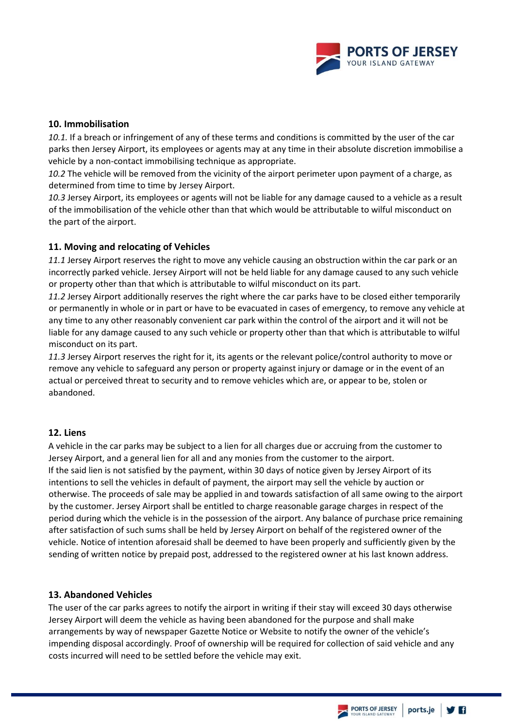## 10. Immobilisation

*10.1.* If a breach or infringement of any of these terms and conditions is committed by the user of the car parks then Jersey Airport, its employees or agents may at any time in their absolute discretion immobilise a vehicle by a non-contact immobilising technique as appropriate.

*10.2* The vehicle will be removed from the vicinity of the airport perimeter upon payment of a charge, as determined from time to time by Jersey Airport.

*10.3* Jersey Airport, its employees or agents will not be liable for any damage caused to a vehicle as a result of the immobilisation of the vehicle other than that which would be attributable to wilful misconduct on the part of the airport.

## 11. Moving and relocating of Vehicles

*11.1* Jersey Airport reserves the right to move any vehicle causing an obstruction within the car park or an incorrectly parked vehicle. Jersey Airport will not be held liable for any damage caused to any such vehicle or property other than that which is attributable to wilful misconduct on its part.

*11.2* Jersey Airport additionally reserves the right where the car parks have to be closed either temporarily or permanently in whole or in part or have to be evacuated in cases of emergency, to remove any vehicle at any time to any other reasonably convenient car park within the control of the airport and it will not be liable for any damage caused to any such vehicle or property other than that which is attributable to wilful misconduct on its part.

*11.3* Jersey Airport reserves the right for it, its agents or the relevant police/control authority to move or remove any vehicle to safeguard any person or property against injury or damage or in the event of an actual or perceived threat to security and to remove vehicles which are, or appear to be, stolen or abandoned.

## 12. Liens

A vehicle in the car parks may be subject to a lien for all charges due or accruing from the customer to Jersey Airport, and a general lien for all and any monies from the customer to the airport.

If the said lien is not satisfied by the payment, within 30 days of notice given by Jersey Airport of its intentions to sell the vehicles in default of payment, the airport may sell the vehicle by auction or otherwise. The proceeds of sale may be applied in and towards satisfaction of all same owing to the airport by the customer. Jersey Airport shall be entitled to charge reasonable garage charges in respect of the period during which the vehicle is in the possession of the airport. Any balance of purchase price remaining after satisfaction of such sums shall be held by Jersey Airport on behalf of the registered owner of the vehicle. Notice of intention aforesaid shall be deemed to have been properly and sufficiently given by the sending of written notice by prepaid post, addressed to the registered owner at his last known address.

## 13. Abandoned Vehicles

The user of the car parks agrees to notify the airport in writing if their stay will exceed 30 days otherwise Jersey Airport will deem the vehicle as having been abandoned for the purpose and shall make arrangements by way of newspaper Gazette Notice or Website to notify the owner of the vehicle's impending disposal accordingly. Proof of ownership will be required for collection of said vehicle and any costs incurred will need to be settled before the vehicle may exit.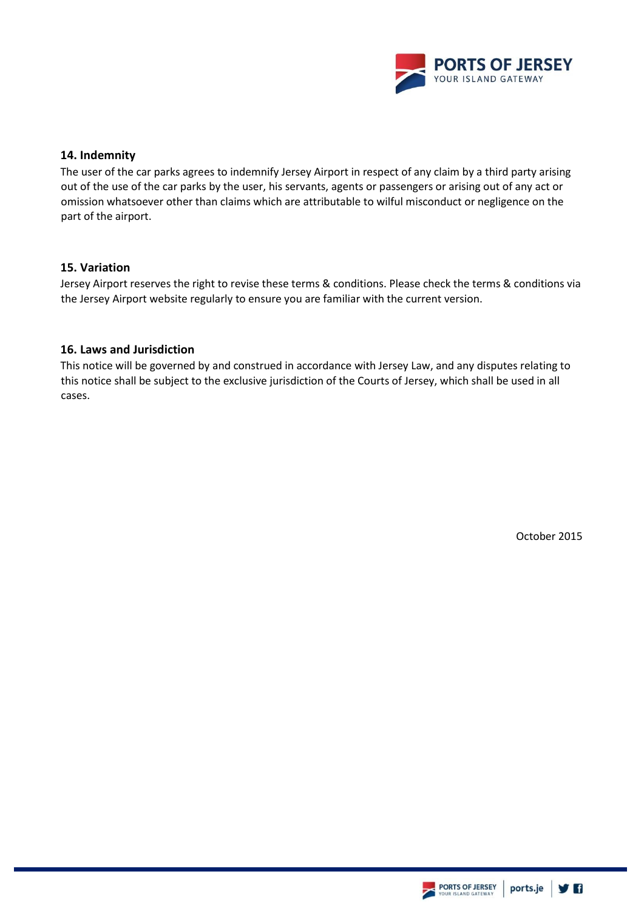### 14. Indemnity

The user of the car parks agrees to indemnify Jersey Airport in respect of any claim by a third party arising out of the use of the car parks by the user, his servants, agents or passengers or arising out of any act or omission whatsoever other than claims which are attributable to wilful misconduct or negligence on the part of the airport.

### 15. Variation

Jersey Airport reserves the right to revise these terms & conditions. Please check the terms & conditions via the Jersey Airport website regularly to ensure you are familiar with the current version.

### 16. Laws and Jurisdiction

This notice will be governed by and construed in accordance with Jersey Law, and any disputes relating to this notice shall be subject to the exclusive jurisdiction of the Courts of Jersey, which shall be used in all cases.

October 2015